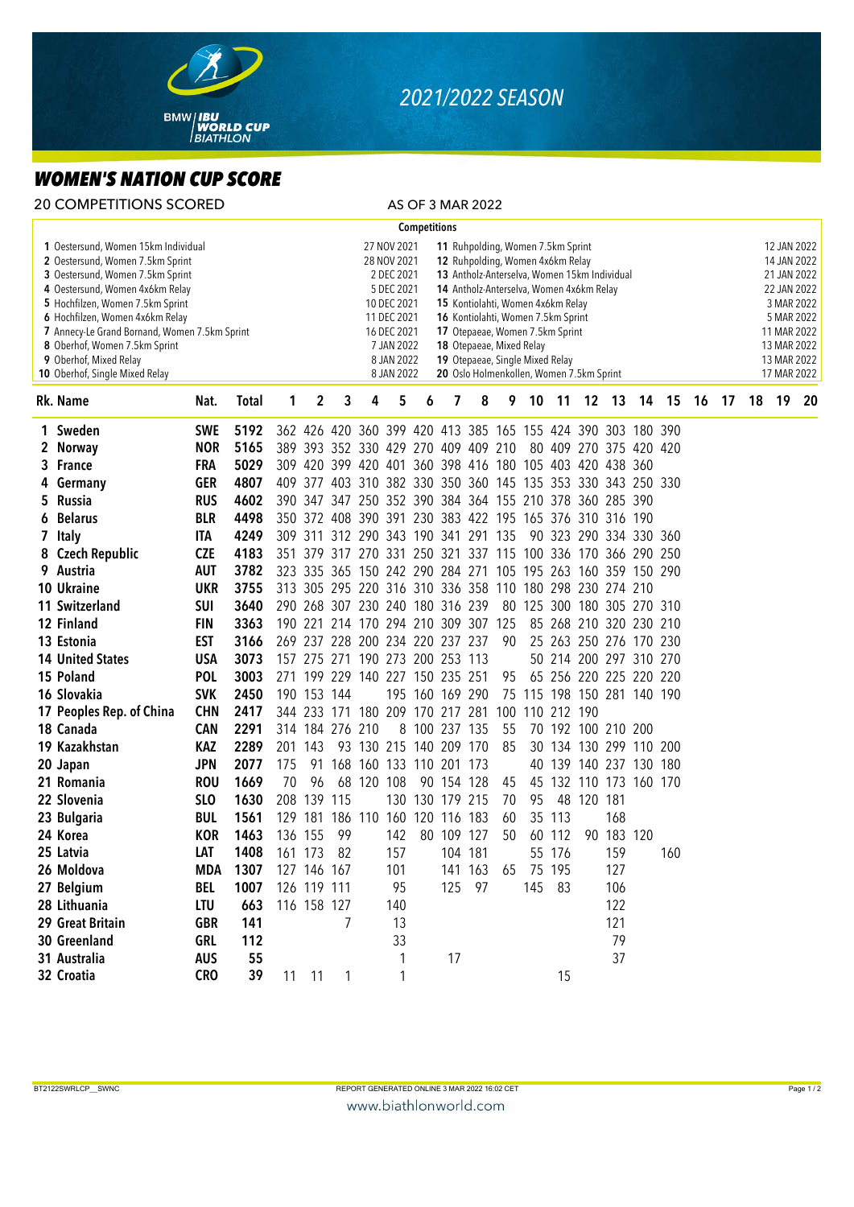# 2021/2022 SEASON

## WOMEN'S NATION CUP SCORE

20 COMPETITIONS SCORED — AS OF 3 MAR 2022

**Competitions**

| No. | Competition | Date |
|---|---|---|
| 1 | Oestersund, Women 15km Individual | 27 NOV 2021 |
| 2 | Oestersund, Women 7.5km Sprint | 28 NOV 2021 |
| 3 | Oestersund, Women 7.5km Sprint | 2 DEC 2021 |
| 4 | Oestersund, Women 4x6km Relay | 5 DEC 2021 |
| 5 | Hochfilzen, Women 7.5km Sprint | 10 DEC 2021 |
| 6 | Hochfilzen, Women 4x6km Relay | 11 DEC 2021 |
| 7 | Annecy-Le Grand Bornand, Women 7.5km Sprint | 16 DEC 2021 |
| 8 | Oberhof, Women 7.5km Sprint | 7 JAN 2022 |
| 9 | Oberhof, Mixed Relay | 8 JAN 2022 |
| 10 | Oberhof, Single Mixed Relay | 8 JAN 2022 |
| 11 | Ruhpolding, Women 7.5km Sprint | 12 JAN 2022 |
| 12 | Ruhpolding, Women 4x6km Relay | 14 JAN 2022 |
| 13 | Antholz-Anterselva, Women 15km Individual | 21 JAN 2022 |
| 14 | Antholz-Anterselva, Women 4x6km Relay | 22 JAN 2022 |
| 15 | Kontiolahti, Women 4x6km Relay | 3 MAR 2022 |
| 16 | Kontiolahti, Women 7.5km Sprint | 5 MAR 2022 |
| 17 | Otepaeae, Women 7.5km Sprint | 11 MAR 2022 |
| 18 | Otepaeae, Mixed Relay | 13 MAR 2022 |
| 19 | Otepaeae, Single Mixed Relay | 13 MAR 2022 |
| 20 | Oslo Holmenkollen, Women 7.5km Sprint | 17 MAR 2022 |

| Rk. | Name | Nat. | Total | 1 | 2 | 3 | 4 | 5 | 6 | 7 | 8 | 9 | 10 | 11 | 12 | 13 | 14 | 15 | 16 | 17 | 18 | 19 | 20 |
|---|---|---|---|---|---|---|---|---|---|---|---|---|---|---|---|---|---|---|---|---|---|---|---|
| 1 | Sweden | SWE | 5192 | 362 | 426 | 420 | 360 | 399 | 420 | 413 | 385 | 165 | 155 | 424 | 390 | 303 | 180 | 390 | | | | | |
| 2 | Norway | NOR | 5165 | 389 | 393 | 352 | 330 | 429 | 270 | 409 | 409 | 210 | 80 | 409 | 270 | 375 | 420 | 420 | | | | | |
| 3 | France | FRA | 5029 | 309 | 420 | 399 | 420 | 401 | 360 | 398 | 416 | 180 | 105 | 403 | 420 | 438 | 360 | | | | | | |
| 4 | Germany | GER | 4807 | 409 | 377 | 403 | 310 | 382 | 330 | 350 | 360 | 145 | 135 | 353 | 330 | 343 | 250 | 330 | | | | | |
| 5 | Russia | RUS | 4602 | 390 | 347 | 347 | 250 | 352 | 390 | 384 | 364 | 155 | 210 | 378 | 360 | 285 | 390 | | | | | | |
| 6 | Belarus | BLR | 4498 | 350 | 372 | 408 | 390 | 391 | 230 | 383 | 422 | 195 | 165 | 376 | 310 | 316 | 190 | | | | | | |
| 7 | Italy | ITA | 4249 | 309 | 311 | 312 | 290 | 343 | 190 | 341 | 291 | 135 | 90 | 323 | 290 | 334 | 330 | 360 | | | | | |
| 8 | Czech Republic | CZE | 4183 | 351 | 379 | 317 | 270 | 331 | 250 | 321 | 337 | 115 | 100 | 336 | 170 | 366 | 290 | 250 | | | | | |
| 9 | Austria | AUT | 3782 | 323 | 335 | 365 | 150 | 242 | 290 | 284 | 271 | 105 | 195 | 263 | 160 | 359 | 150 | 290 | | | | | |
| 10 | Ukraine | UKR | 3755 | 313 | 305 | 295 | 220 | 316 | 310 | 336 | 358 | 110 | 180 | 298 | 230 | 274 | 210 | | | | | | |
| 11 | Switzerland | SUI | 3640 | 290 | 268 | 307 | 230 | 240 | 180 | 316 | 239 | 80 | 125 | 300 | 180 | 305 | 270 | 310 | | | | | |
| 12 | Finland | FIN | 3363 | 190 | 221 | 214 | 170 | 294 | 210 | 309 | 307 | 125 | 85 | 268 | 210 | 320 | 230 | 210 | | | | | |
| 13 | Estonia | EST | 3166 | 269 | 237 | 228 | 200 | 234 | 220 | 237 | 237 | 90 | 25 | 263 | 250 | 276 | 170 | 230 | | | | | |
| 14 | United States | USA | 3073 | 157 | 275 | 271 | 190 | 273 | 200 | 253 | 113 | | 50 | 214 | 200 | 297 | 310 | 270 | | | | | |
| 15 | Poland | POL | 3003 | 271 | 199 | 229 | 140 | 227 | 150 | 235 | 251 | 95 | 65 | 256 | 220 | 225 | 220 | 220 | | | | | |
| 16 | Slovakia | SVK | 2450 | 190 | 153 | 144 | | 195 | 160 | 169 | 290 | 75 | 115 | 198 | 150 | 281 | 140 | 190 | | | | | |
| 17 | Peoples Rep. of China | CHN | 2417 | 344 | 233 | 171 | 180 | 209 | 170 | 217 | 281 | 100 | 110 | 212 | 190 | | | | | | | | |
| 18 | Canada | CAN | 2291 | 314 | 184 | 276 | 210 | 8 | 100 | 237 | 135 | 55 | 70 | 192 | 100 | 210 | 200 | | | | | | |
| 19 | Kazakhstan | KAZ | 2289 | 201 | 143 | 93 | 130 | 215 | 140 | 209 | 170 | 85 | 30 | 134 | 130 | 299 | 110 | 200 | | | | | |
| 20 | Japan | JPN | 2077 | 175 | 91 | 168 | 160 | 133 | 110 | 201 | 173 | | 40 | 139 | 140 | 237 | 130 | 180 | | | | | |
| 21 | Romania | ROU | 1669 | 70 | 96 | 68 | 120 | 108 | 90 | 154 | 128 | 45 | 45 | 132 | 110 | 173 | 160 | 170 | | | | | |
| 22 | Slovenia | SLO | 1630 | 208 | 139 | 115 | | 130 | 130 | 179 | 215 | 70 | 95 | 48 | 120 | 181 | | | | | | | |
| 23 | Bulgaria | BUL | 1561 | 129 | 181 | 186 | 110 | 160 | 120 | 116 | 183 | 60 | 35 | 113 | | 168 | | | | | | | |
| 24 | Korea | KOR | 1463 | 136 | 155 | 99 | | 142 | 80 | 109 | 127 | 50 | 60 | 112 | 90 | 183 | 120 | | | | | | |
| 25 | Latvia | LAT | 1408 | 161 | 173 | 82 | | 157 | | 104 | 181 | | 55 | 176 | | 159 | | 160 | | | | | |
| 26 | Moldova | MDA | 1307 | 127 | 146 | 167 | | 101 | | 141 | 163 | 65 | 75 | 195 | | 127 | | | | | | | |
| 27 | Belgium | BEL | 1007 | 126 | 119 | 111 | | 95 | | 125 | 97 | | 145 | 83 | | 106 | | | | | | | |
| 28 | Lithuania | LTU | 663 | 116 | 158 | 127 | | 140 | | | | | | | | 122 | | | | | | | |
| 29 | Great Britain | GBR | 141 | | | 7 | | 13 | | | | | | | | 121 | | | | | | | |
| 30 | Greenland | GRL | 112 | | | | | 33 | | | | | | | | 79 | | | | | | | |
| 31 | Australia | AUS | 55 | | | | | 1 | | 17 | | | | | | 37 | | | | | | | |
| 32 | Croatia | CRO | 39 | 11 | 11 | 1 | | 1 | | | | | | 15 | | | | | | | | | |

BT2122SWRLCP__SWNC — REPORT GENERATED ONLINE 3 MAR 2022 16:02 CET

www.biathlonworld.com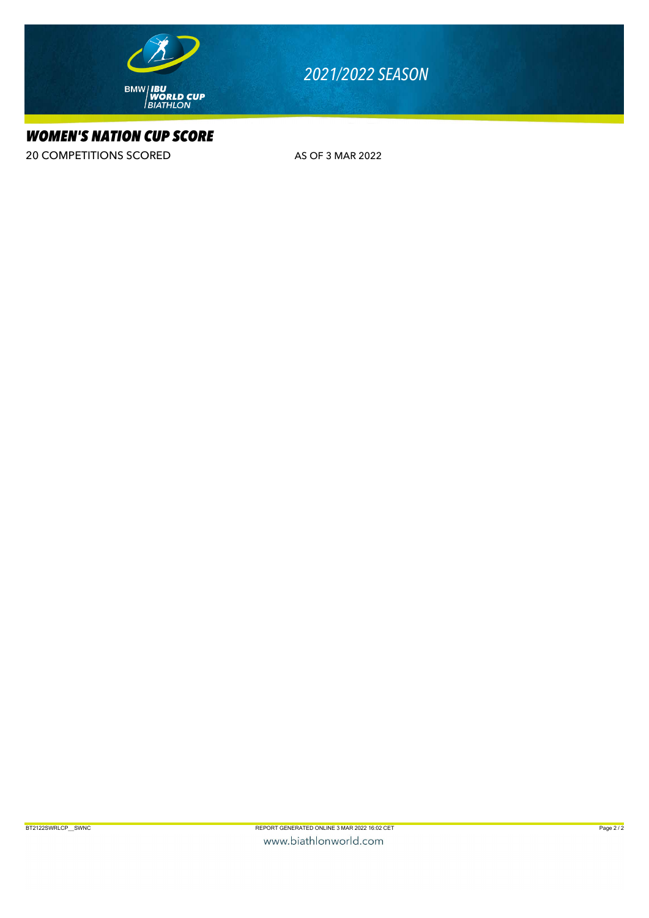## WOMEN'S NATION CUP SCORE

20 COMPETITIONS SCORED

AS OF 3 MAR 2022